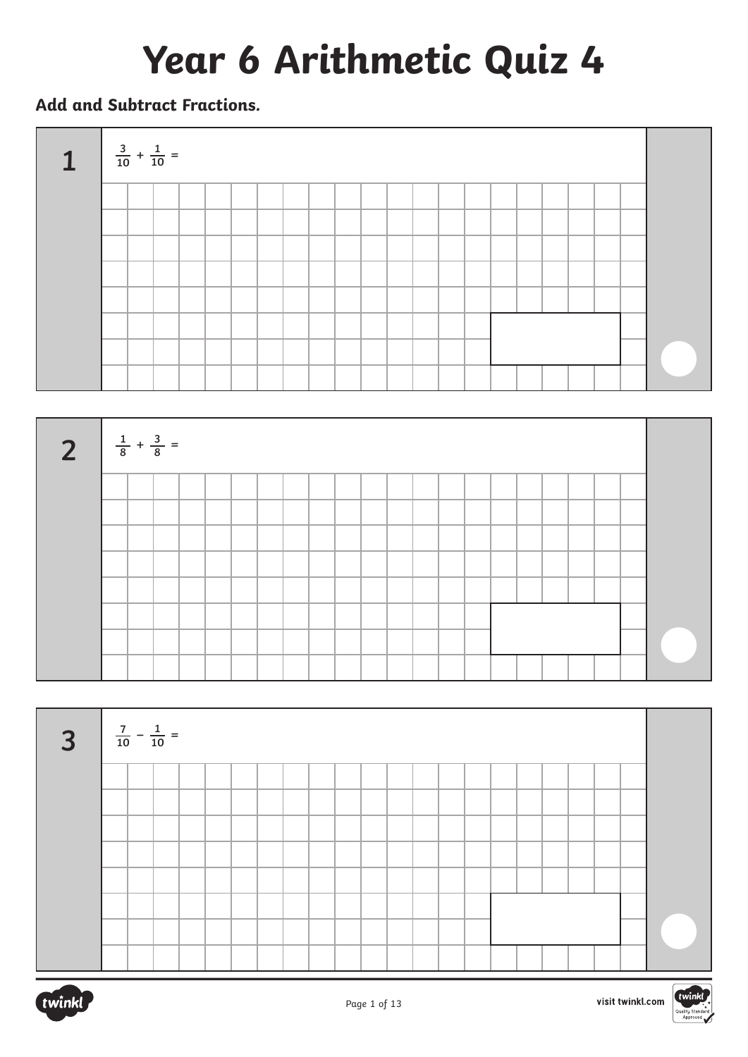# Year 6 Arithmetic Quiz 4

**Add and Subtract Fractions.**

**1** $\frac{3}{10} + \frac{1}{10} =$

**2** $\frac{1}{8} + \frac{3}{8} =$

**3** $\frac{7}{10} - \frac{1}{10} =$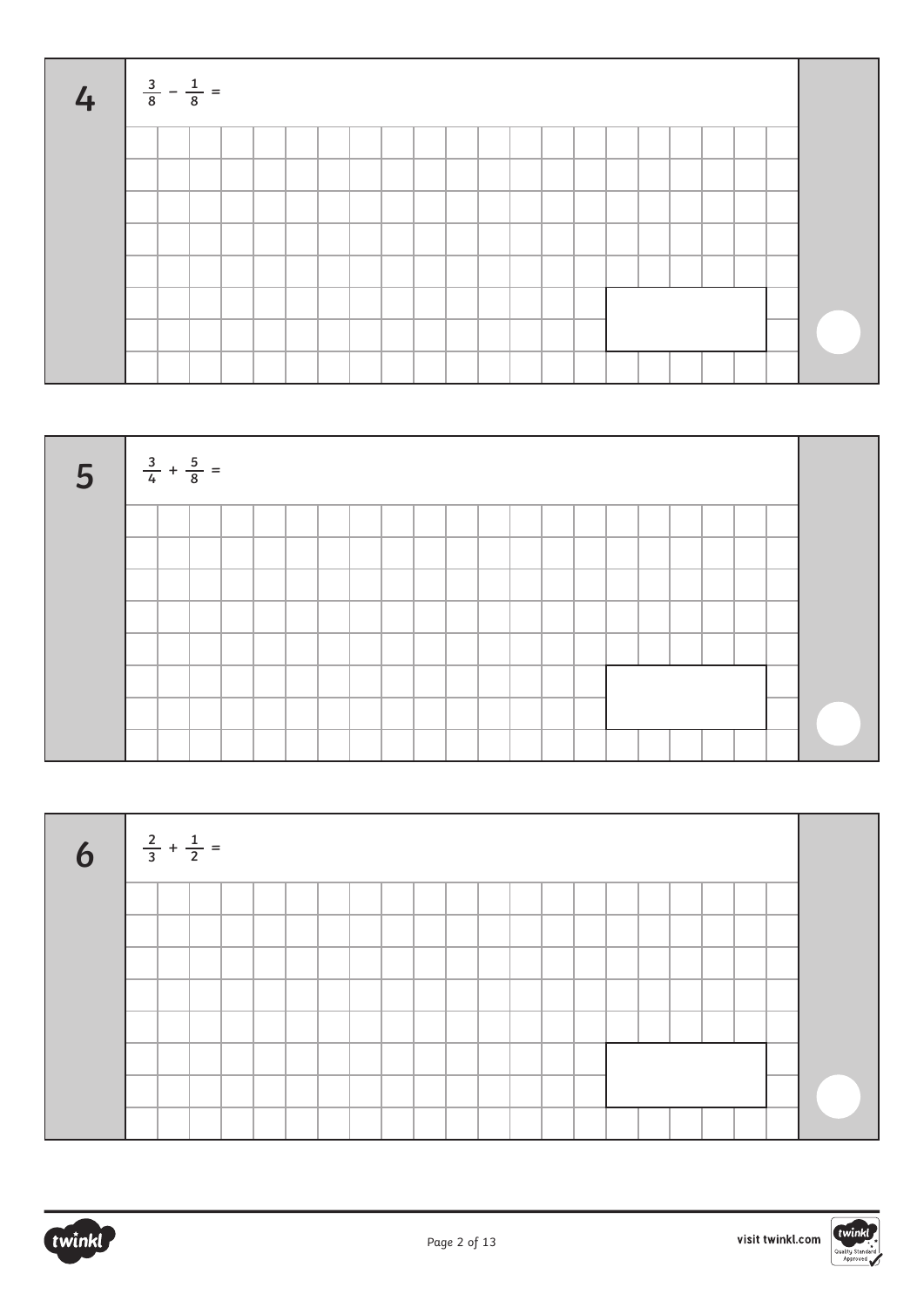**4** $\frac{3}{8} - \frac{1}{8} =$

**5** $\frac{3}{4} + \frac{5}{8} =$

**6** $\frac{2}{3} + \frac{1}{2} =$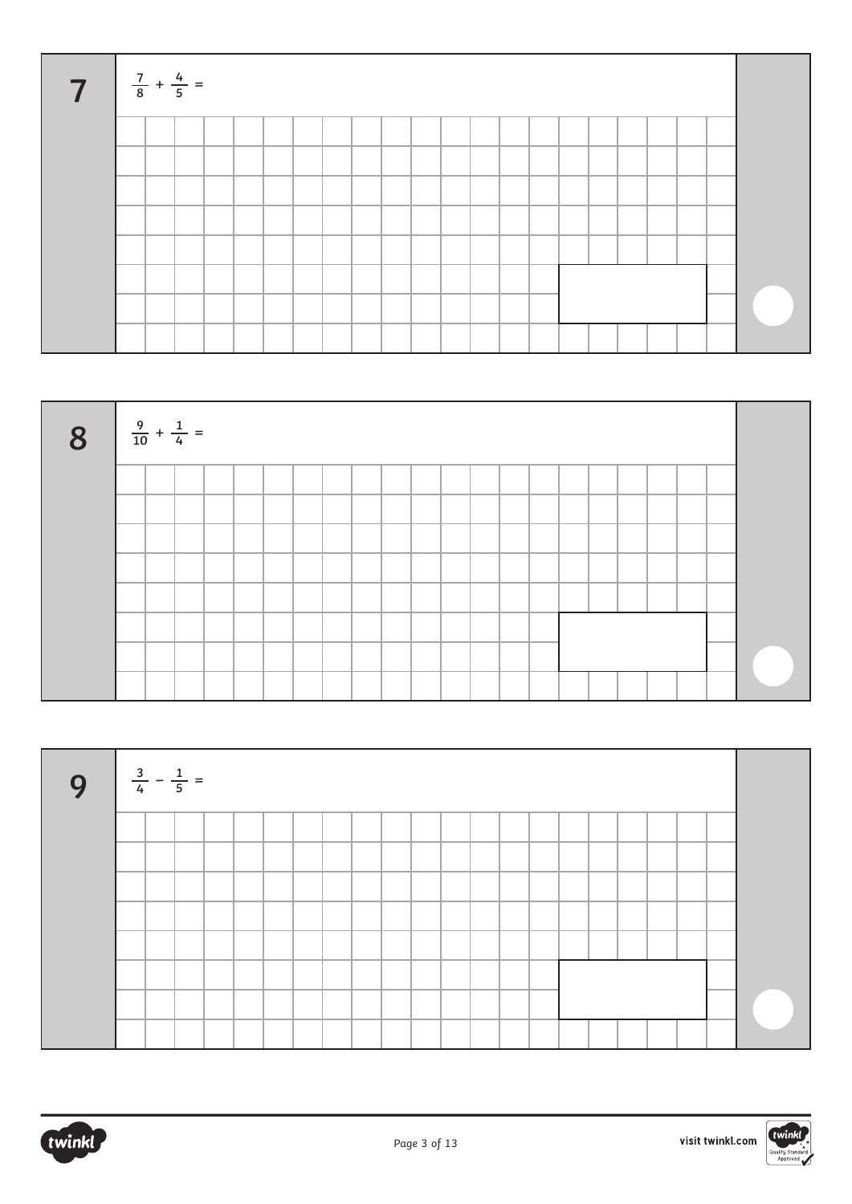**7** $\frac{7}{8} + \frac{4}{5} =$

**8** $\frac{9}{10} + \frac{1}{4} =$

**9** $\frac{3}{4} - \frac{1}{5} =$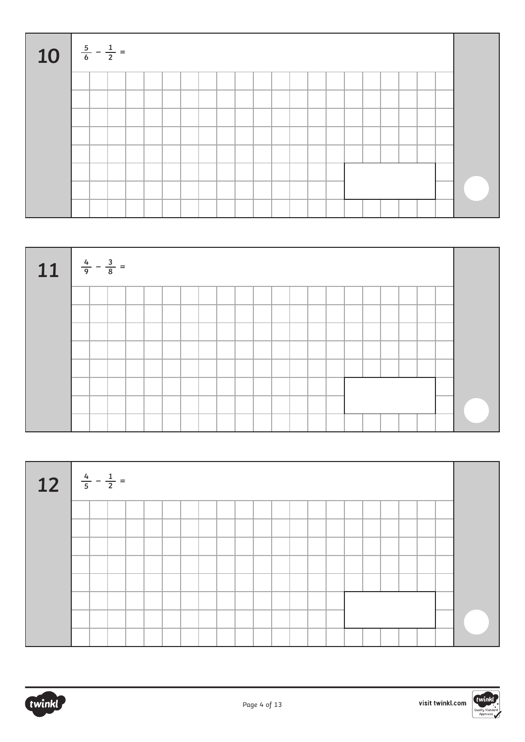**10** $\frac{5}{6} - \frac{1}{2} =$

**11** $\frac{4}{9} - \frac{3}{8} =$

**12** $\frac{4}{5} - \frac{1}{2} =$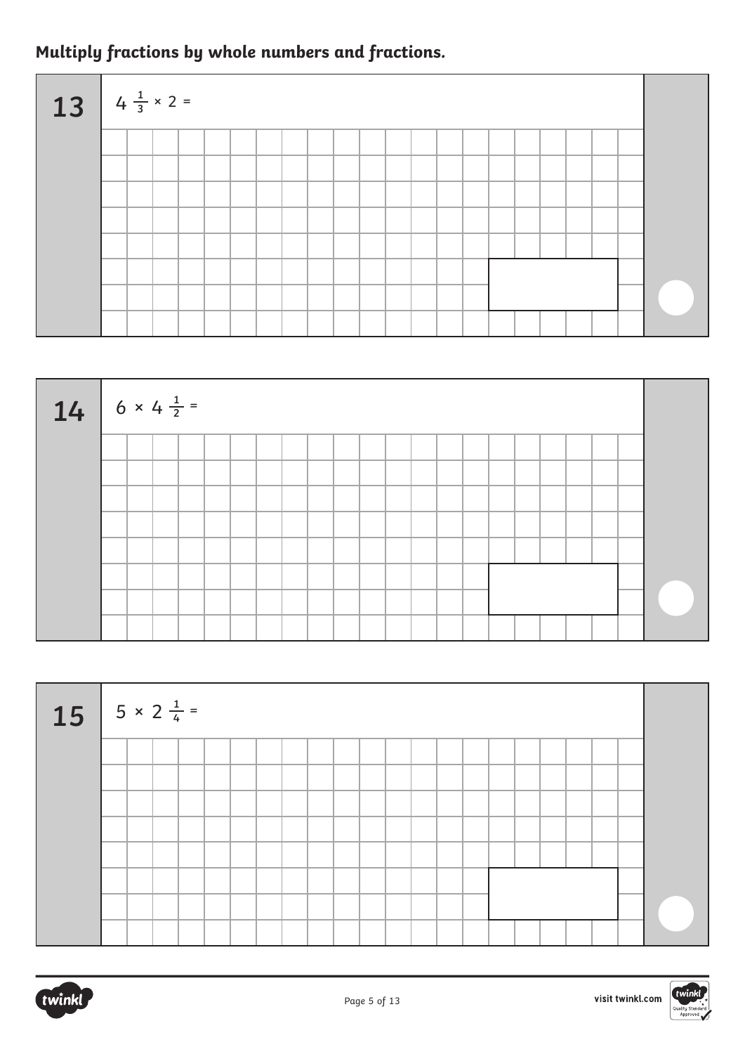**Multiply fractions by whole numbers and fractions.**

**13** $4\frac{1}{3} \times 2 =$

**14** $6 \times 4\frac{1}{2} =$

**15** $5 \times 2\frac{1}{4} =$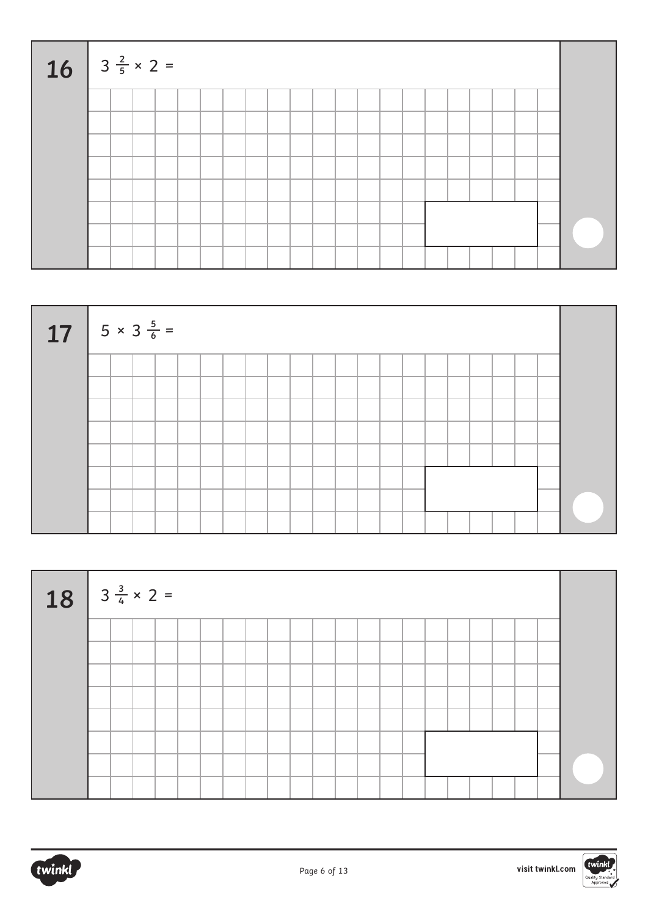**16** $3\frac{2}{5} \times 2 =$

**17** $5 \times 3\frac{5}{6} =$

**18** $3\frac{3}{4} \times 2 =$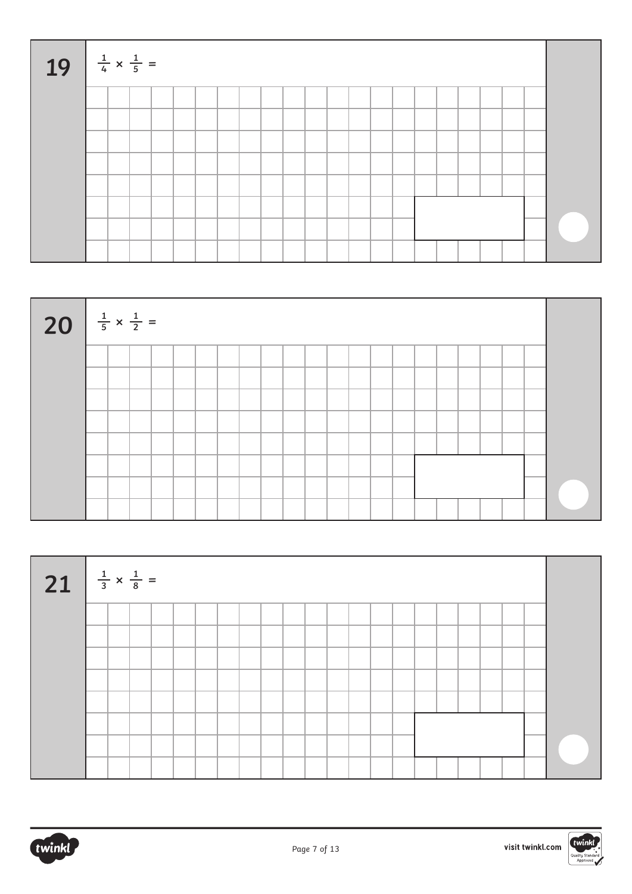**19** $\frac{1}{4} \times \frac{1}{5} =$

**20** $\frac{1}{5} \times \frac{1}{2} =$

**21** $\frac{1}{3} \times \frac{1}{8} =$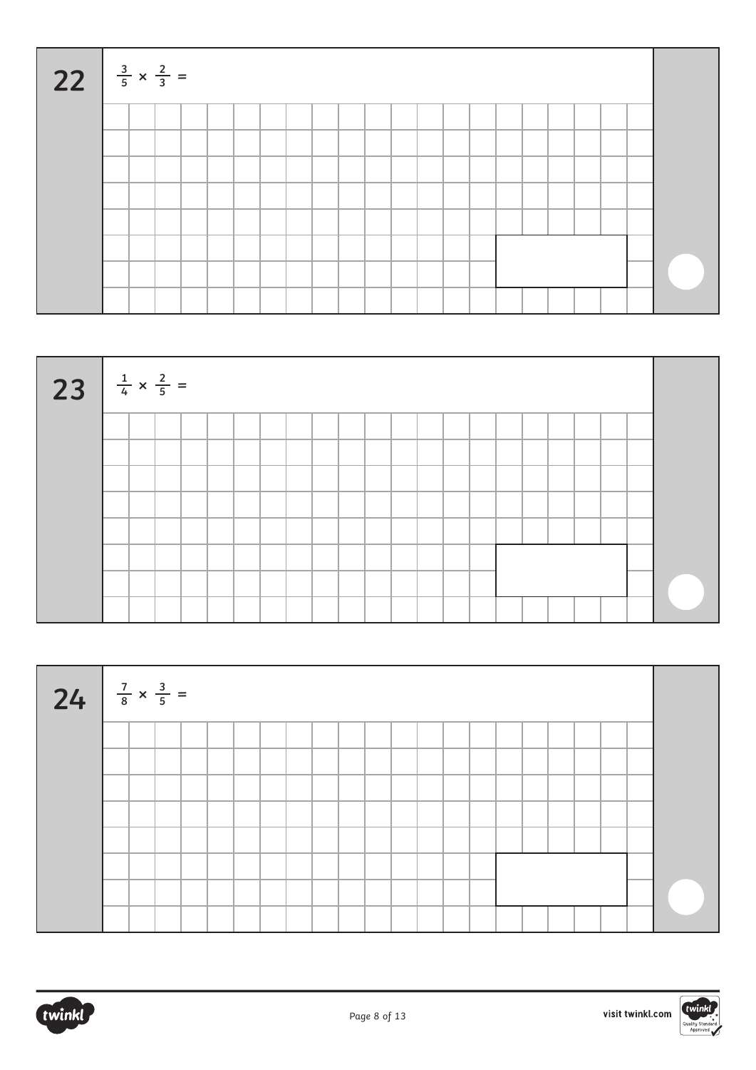**22**

$\frac{3}{5} \times \frac{2}{3} =$

**23**

$\frac{1}{4} \times \frac{2}{5} =$

**24**

$\frac{7}{8} \times \frac{3}{5} =$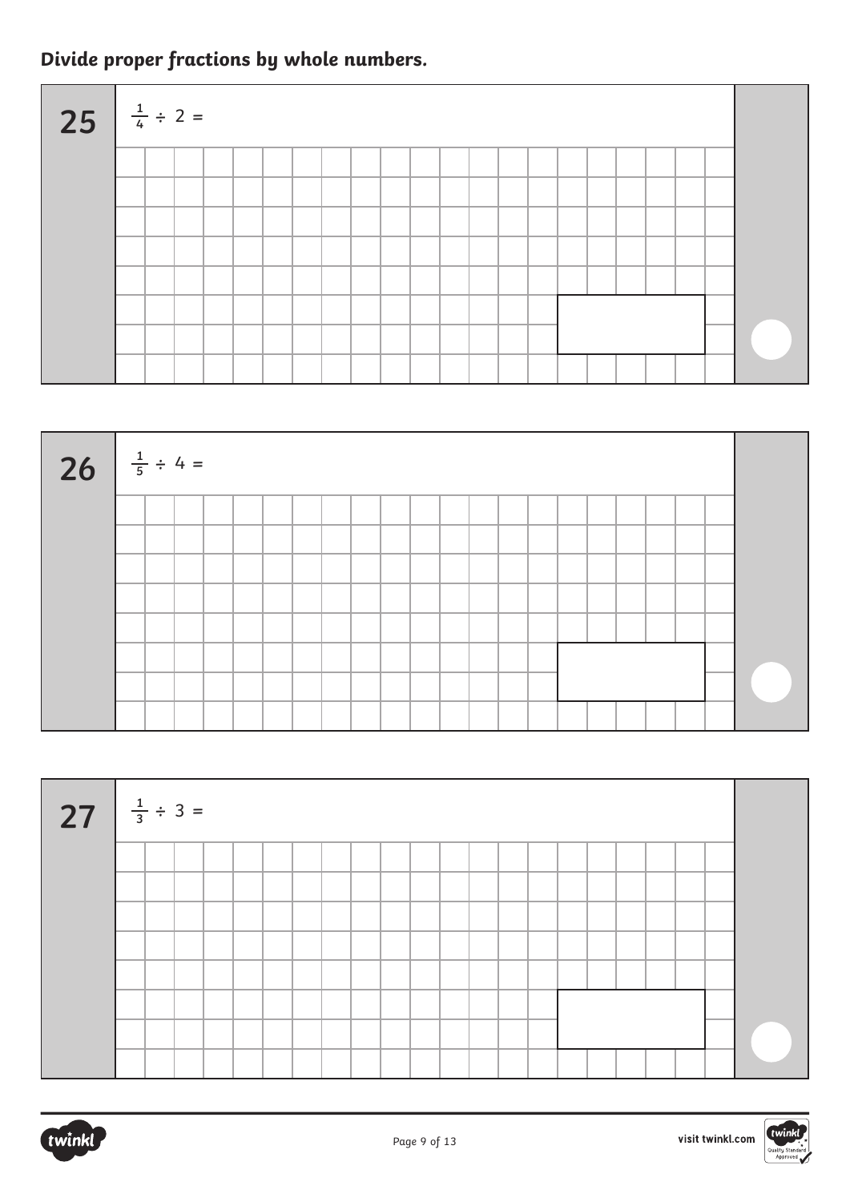***Divide proper fractions by whole numbers.***

**25** $\frac{1}{4} \div 2 =$

**26** $\frac{1}{5} \div 4 =$

**27** $\frac{1}{3} \div 3 =$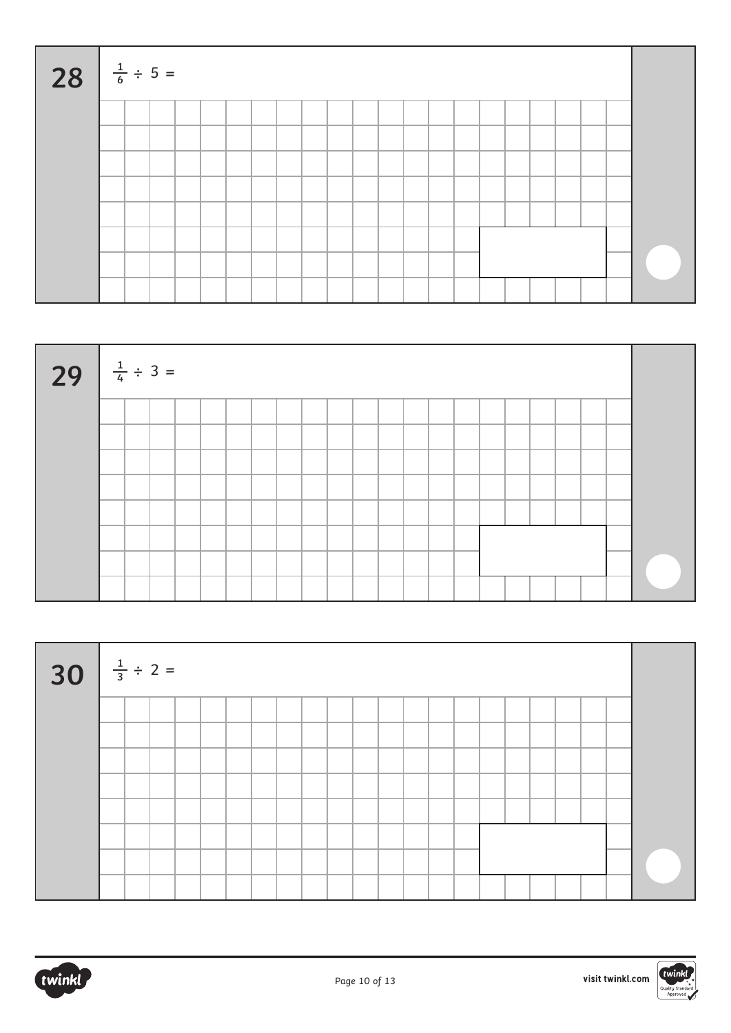**28** $\frac{1}{6} \div 5 =$

**29** $\frac{1}{4} \div 3 =$

**30** $\frac{1}{3} \div 2 =$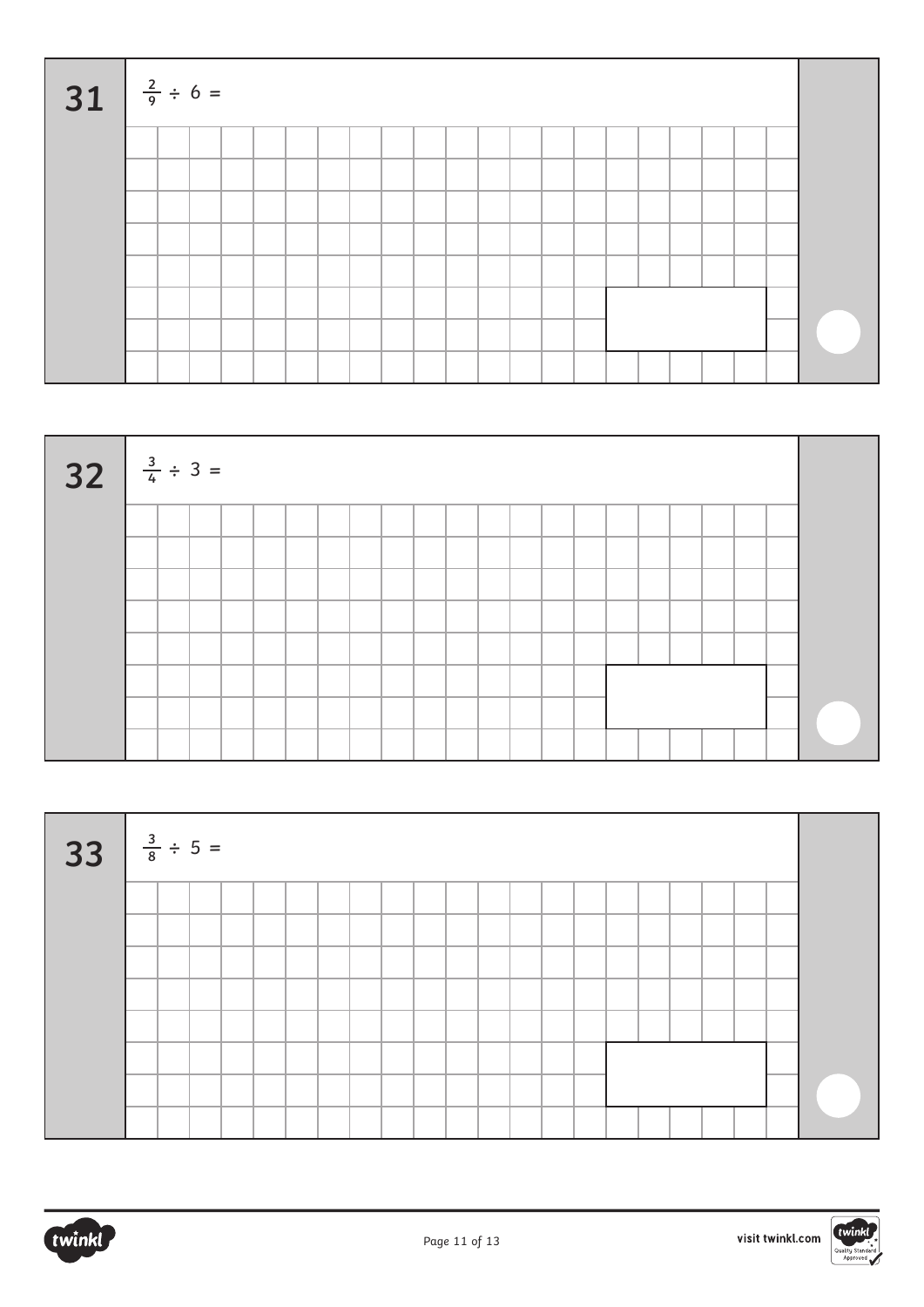**31** $\frac{2}{9} \div 6 =$

**32** $\frac{3}{4} \div 3 =$

**33** $\frac{3}{8} \div 5 =$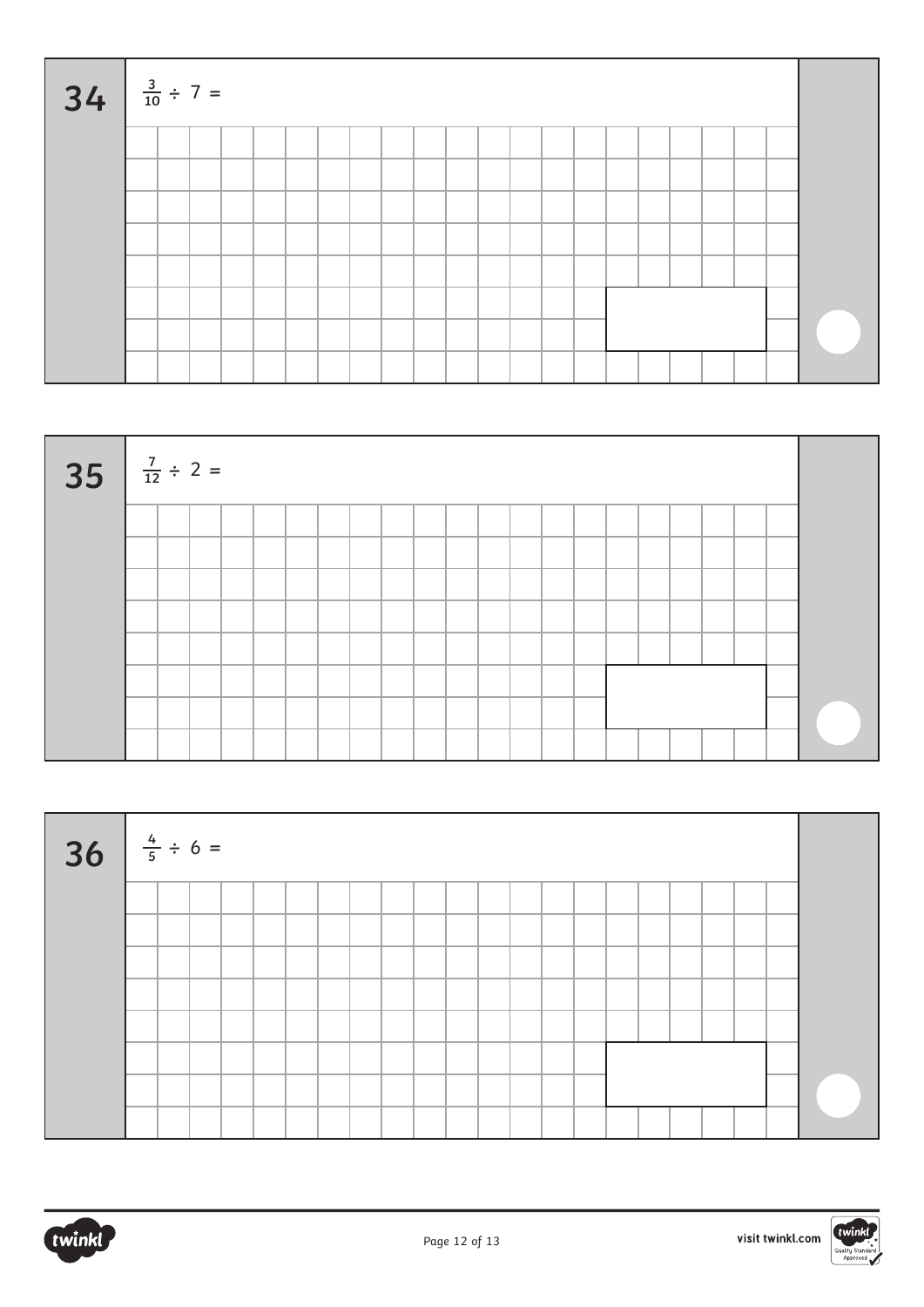**34**

$\frac{3}{10} \div 7 =$

**35**

$\frac{7}{12} \div 2 =$

**36**

$\frac{4}{5} \div 6 =$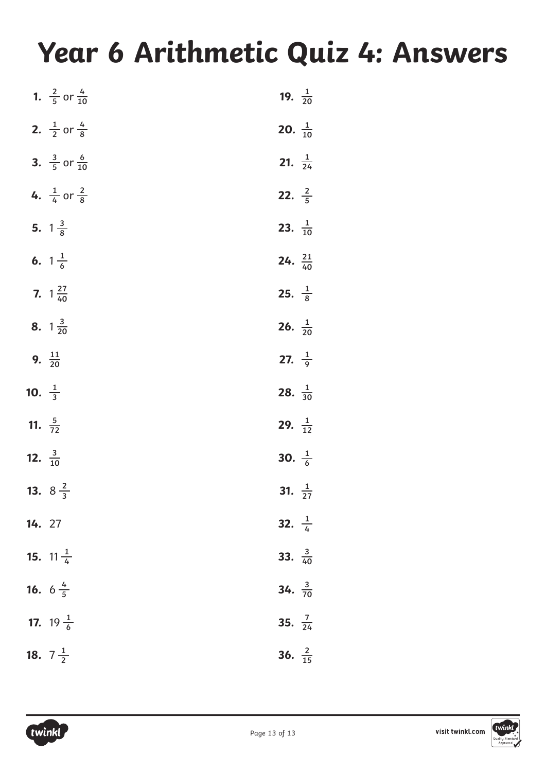# Year 6 Arithmetic Quiz 4: Answers

1. $\frac{2}{5}$ or $\frac{4}{10}$
2. $\frac{1}{2}$ or $\frac{4}{8}$
3. $\frac{3}{5}$ or $\frac{6}{10}$
4. $\frac{1}{4}$ or $\frac{2}{8}$
5. $1\frac{3}{8}$
6. $1\frac{1}{6}$
7. $1\frac{27}{40}$
8. $1\frac{3}{20}$
9. $\frac{11}{20}$
10. $\frac{1}{3}$
11. $\frac{5}{72}$
12. $\frac{3}{10}$
13. $8\frac{2}{3}$
14. 27
15. $11\frac{1}{4}$
16. $6\frac{4}{5}$
17. $19\frac{1}{6}$
18. $7\frac{1}{2}$
19. $\frac{1}{20}$
20. $\frac{1}{10}$
21. $\frac{1}{24}$
22. $\frac{2}{5}$
23. $\frac{1}{10}$
24. $\frac{21}{40}$
25. $\frac{1}{8}$
26. $\frac{1}{20}$
27. $\frac{1}{9}$
28. $\frac{1}{30}$
29. $\frac{1}{12}$
30. $\frac{1}{6}$
31. $\frac{1}{27}$
32. $\frac{1}{4}$
33. $\frac{3}{40}$
34. $\frac{3}{70}$
35. $\frac{7}{24}$
36. $\frac{2}{15}$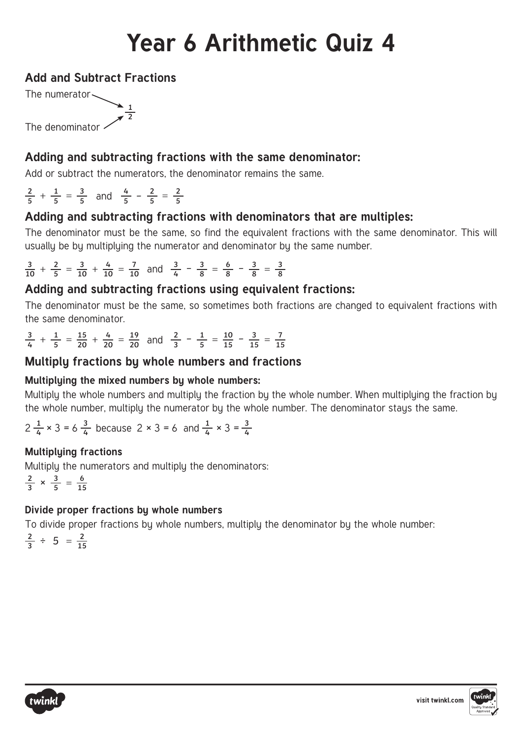# Year 6 Arithmetic Quiz 4

## Add and Subtract Fractions

The numerator → $\frac{1}{2}$ ← The denominator

### Adding and subtracting fractions with the same denominator:

Add or subtract the numerators, the denominator remains the same.

$\frac{2}{5} + \frac{1}{5} = \frac{3}{5}$ and $\frac{4}{5} - \frac{2}{5} = \frac{2}{5}$

### Adding and subtracting fractions with denominators that are multiples:

The denominator must be the same, so find the equivalent fractions with the same denominator. This will usually be by multiplying the numerator and denominator by the same number.

$\frac{3}{10} + \frac{2}{5} = \frac{3}{10} + \frac{4}{10} = \frac{7}{10}$ and $\frac{3}{4} - \frac{3}{8} = \frac{6}{8} - \frac{3}{8} = \frac{3}{8}$

### Adding and subtracting fractions using equivalent fractions:

The denominator must be the same, so sometimes both fractions are changed to equivalent fractions with the same denominator.

$\frac{3}{4} + \frac{1}{5} = \frac{15}{20} + \frac{4}{20} = \frac{19}{20}$ and $\frac{2}{3} - \frac{1}{5} = \frac{10}{15} - \frac{3}{15} = \frac{7}{15}$

## Multiply fractions by whole numbers and fractions

**Multiplying the mixed numbers by whole numbers:**

Multiply the whole numbers and multiply the fraction by the whole number. When multiplying the fraction by the whole number, multiply the numerator by the whole number. The denominator stays the same.

$2\frac{1}{4} \times 3 = 6\frac{3}{4}$ because $2 \times 3 = 6$ and $\frac{1}{4} \times 3 = \frac{3}{4}$

**Multiplying fractions**

Multiply the numerators and multiply the denominators:

$\frac{2}{3} \times \frac{3}{5} = \frac{6}{15}$

**Divide proper fractions by whole numbers**

To divide proper fractions by whole numbers, multiply the denominator by the whole number:

$\frac{2}{3} \div 5 = \frac{2}{15}$